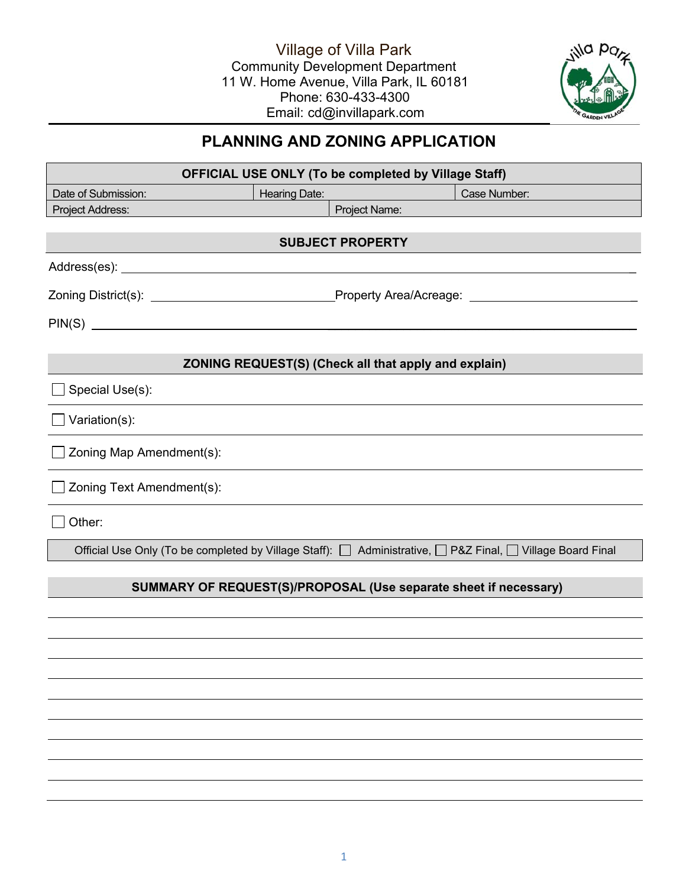Village of Villa Park
Community Development Department
11 W. Home Avenue, Villa Park, IL 60181
Phone: 630-433-4300
Email: cd@invillapark.com

# PLANNING AND ZONING APPLICATION

| OFFICIAL USE ONLY (To be completed by Village Staff) | | |
|---|---|---|
| Date of Submission: | Hearing Date: | Case Number: |
| Project Address: | Project Name: | |

## SUBJECT PROPERTY

Address(es): ____________________________________________

Zoning District(s): ______________________ Property Area/Acreage: ______________________

PIN(S) ____________________________________________

## ZONING REQUEST(S) (Check all that apply and explain)

☐ Special Use(s):

☐ Variation(s):

☐ Zoning Map Amendment(s):

☐ Zoning Text Amendment(s):

☐ Other:

Official Use Only (To be completed by Village Staff): ☐ Administrative, ☐ P&Z Final, ☐ Village Board Final

## SUMMARY OF REQUEST(S)/PROPOSAL (Use separate sheet if necessary)

____________________________________________

____________________________________________

____________________________________________

____________________________________________

____________________________________________

____________________________________________

____________________________________________

____________________________________________

____________________________________________

____________________________________________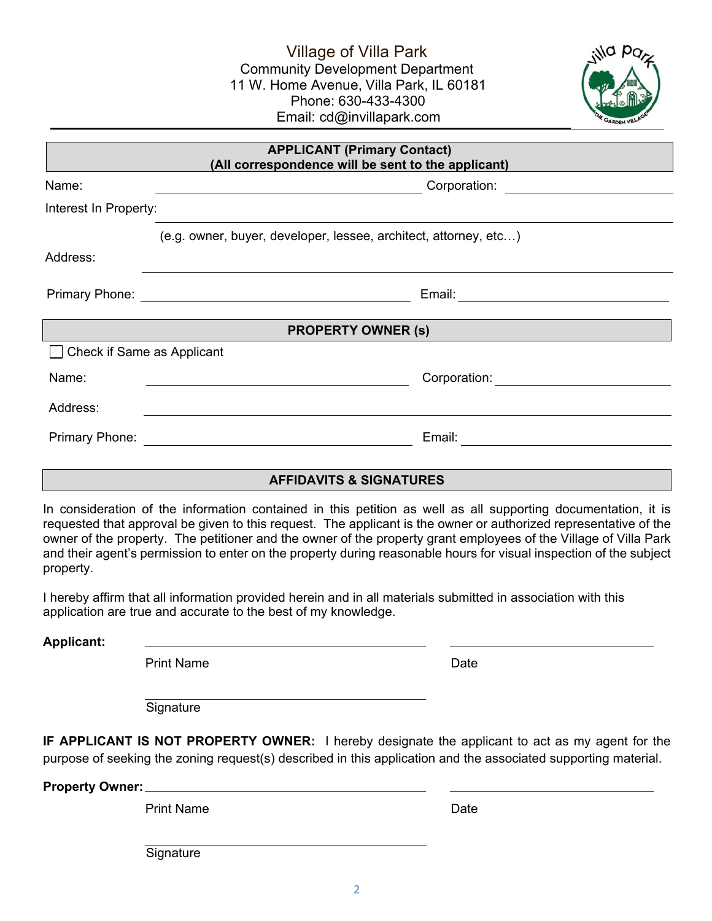# Village of Villa Park

Community Development Department
11 W. Home Avenue, Villa Park, IL 60181
Phone: 630-433-4300
Email: cd@invillapark.com

## APPLICANT (Primary Contact)
**(All correspondence will be sent to the applicant)**

Name: ______________________ Corporation: ______________________

Interest In Property: ______________________

(e.g. owner, buyer, developer, lessee, architect, attorney, etc…)

Address: ______________________

Primary Phone: ______________________ Email: ______________________

## PROPERTY OWNER (s)

☐ Check if Same as Applicant

Name: ______________________ Corporation: ______________________

Address: ______________________

Primary Phone: ______________________ Email: ______________________

## AFFIDAVITS & SIGNATURES

In consideration of the information contained in this petition as well as all supporting documentation, it is requested that approval be given to this request. The applicant is the owner or authorized representative of the owner of the property. The petitioner and the owner of the property grant employees of the Village of Villa Park and their agent's permission to enter on the property during reasonable hours for visual inspection of the subject property.

I hereby affirm that all information provided herein and in all materials submitted in association with this application are true and accurate to the best of my knowledge.

**Applicant:** ______________________ ______________________

Print Name Date

______________________

Signature

**IF APPLICANT IS NOT PROPERTY OWNER:** I hereby designate the applicant to act as my agent for the purpose of seeking the zoning request(s) described in this application and the associated supporting material.

**Property Owner:** ______________________ ______________________

Print Name Date

______________________

Signature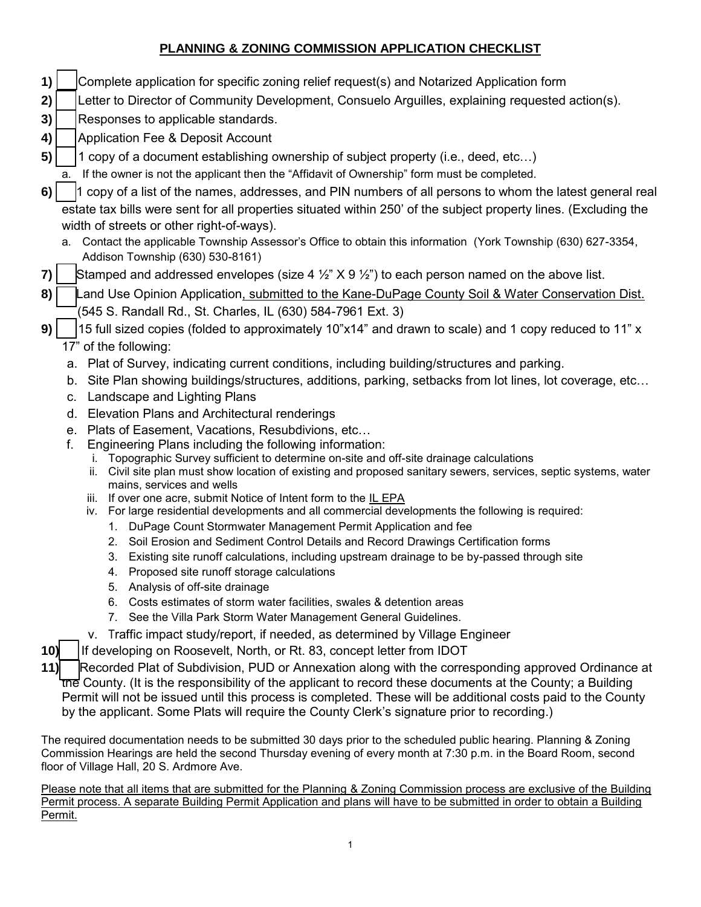## PLANNING & ZONING COMMISSION APPLICATION CHECKLIST

1) ☐ Complete application for specific zoning relief request(s) and Notarized Application form
2) ☐ Letter to Director of Community Development, Consuelo Arguilles, explaining requested action(s).
3) ☐ Responses to applicable standards.
4) ☐ Application Fee & Deposit Account
5) ☐ 1 copy of a document establishing ownership of subject property (i.e., deed, etc…)
   a. If the owner is not the applicant then the "Affidavit of Ownership" form must be completed.
6) ☐ 1 copy of a list of the names, addresses, and PIN numbers of all persons to whom the latest general real estate tax bills were sent for all properties situated within 250' of the subject property lines. (Excluding the width of streets or other right-of-ways).
   a. Contact the applicable Township Assessor's Office to obtain this information (York Township (630) 627-3354, Addison Township (630) 530-8161)
7) ☐ Stamped and addressed envelopes (size 4 ½" X 9 ½") to each person named on the above list.
8) ☐ Land Use Opinion Application, submitted to the Kane-DuPage County Soil & Water Conservation Dist. (545 S. Randall Rd., St. Charles, IL (630) 584-7961 Ext. 3)
9) ☐ 15 full sized copies (folded to approximately 10"x14" and drawn to scale) and 1 copy reduced to 11" x 17" of the following:
   a. Plat of Survey, indicating current conditions, including building/structures and parking.
   b. Site Plan showing buildings/structures, additions, parking, setbacks from lot lines, lot coverage, etc…
   c. Landscape and Lighting Plans
   d. Elevation Plans and Architectural renderings
   e. Plats of Easement, Vacations, Resubdivions, etc…
   f. Engineering Plans including the following information:
      i. Topographic Survey sufficient to determine on-site and off-site drainage calculations
      ii. Civil site plan must show location of existing and proposed sanitary sewers, services, septic systems, water mains, services and wells
      iii. If over one acre, submit Notice of Intent form to the IL EPA
      iv. For large residential developments and all commercial developments the following is required:
         1. DuPage Count Stormwater Management Permit Application and fee
         2. Soil Erosion and Sediment Control Details and Record Drawings Certification forms
         3. Existing site runoff calculations, including upstream drainage to be by-passed through site
         4. Proposed site runoff storage calculations
         5. Analysis of off-site drainage
         6. Costs estimates of storm water facilities, swales & detention areas
         7. See the Villa Park Storm Water Management General Guidelines.
      v. Traffic impact study/report, if needed, as determined by Village Engineer
10) ☐ If developing on Roosevelt, North, or Rt. 83, concept letter from IDOT
11) ☐ Recorded Plat of Subdivision, PUD or Annexation along with the corresponding approved Ordinance at the County. (It is the responsibility of the applicant to record these documents at the County; a Building Permit will not be issued until this process is completed. These will be additional costs paid to the County by the applicant. Some Plats will require the County Clerk's signature prior to recording.)

The required documentation needs to be submitted 30 days prior to the scheduled public hearing. Planning & Zoning Commission Hearings are held the second Thursday evening of every month at 7:30 p.m. in the Board Room, second floor of Village Hall, 20 S. Ardmore Ave.

Please note that all items that are submitted for the Planning & Zoning Commission process are exclusive of the Building Permit process. A separate Building Permit Application and plans will have to be submitted in order to obtain a Building Permit.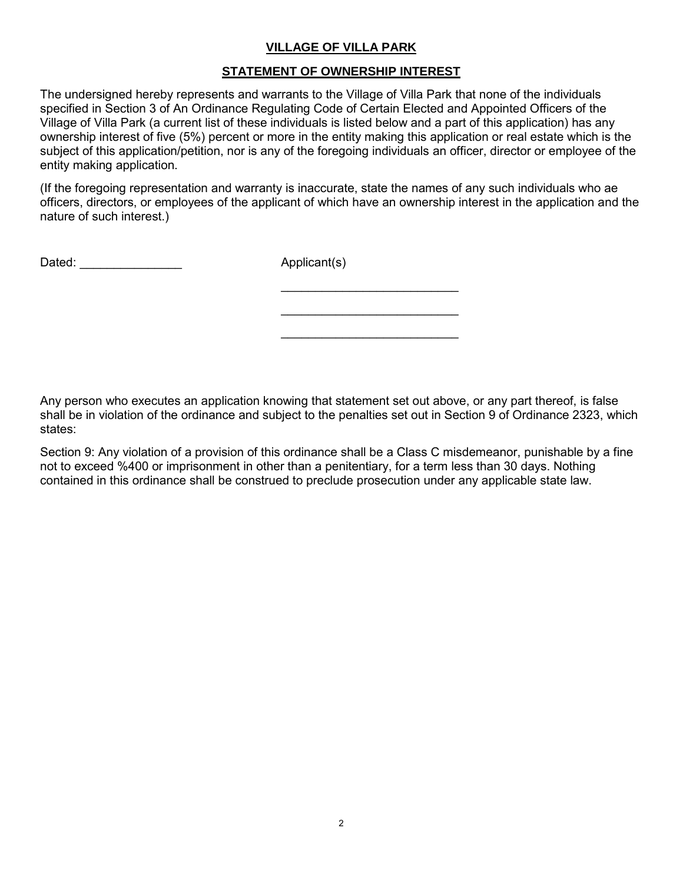**VILLAGE OF VILLA PARK**

**STATEMENT OF OWNERSHIP INTEREST**

The undersigned hereby represents and warrants to the Village of Villa Park that none of the individuals specified in Section 3 of An Ordinance Regulating Code of Certain Elected and Appointed Officers of the Village of Villa Park (a current list of these individuals is listed below and a part of this application) has any ownership interest of five (5%) percent or more in the entity making this application or real estate which is the subject of this application/petition, nor is any of the foregoing individuals an officer, director or employee of the entity making application.

(If the foregoing representation and warranty is inaccurate, state the names of any such individuals who ae officers, directors, or employees of the applicant of which have an ownership interest in the application and the nature of such interest.)

Dated: _______________ Applicant(s)

__________________________

__________________________

__________________________

Any person who executes an application knowing that statement set out above, or any part thereof, is false shall be in violation of the ordinance and subject to the penalties set out in Section 9 of Ordinance 2323, which states:

Section 9: Any violation of a provision of this ordinance shall be a Class C misdemeanor, punishable by a fine not to exceed %400 or imprisonment in other than a penitentiary, for a term less than 30 days. Nothing contained in this ordinance shall be construed to preclude prosecution under any applicable state law.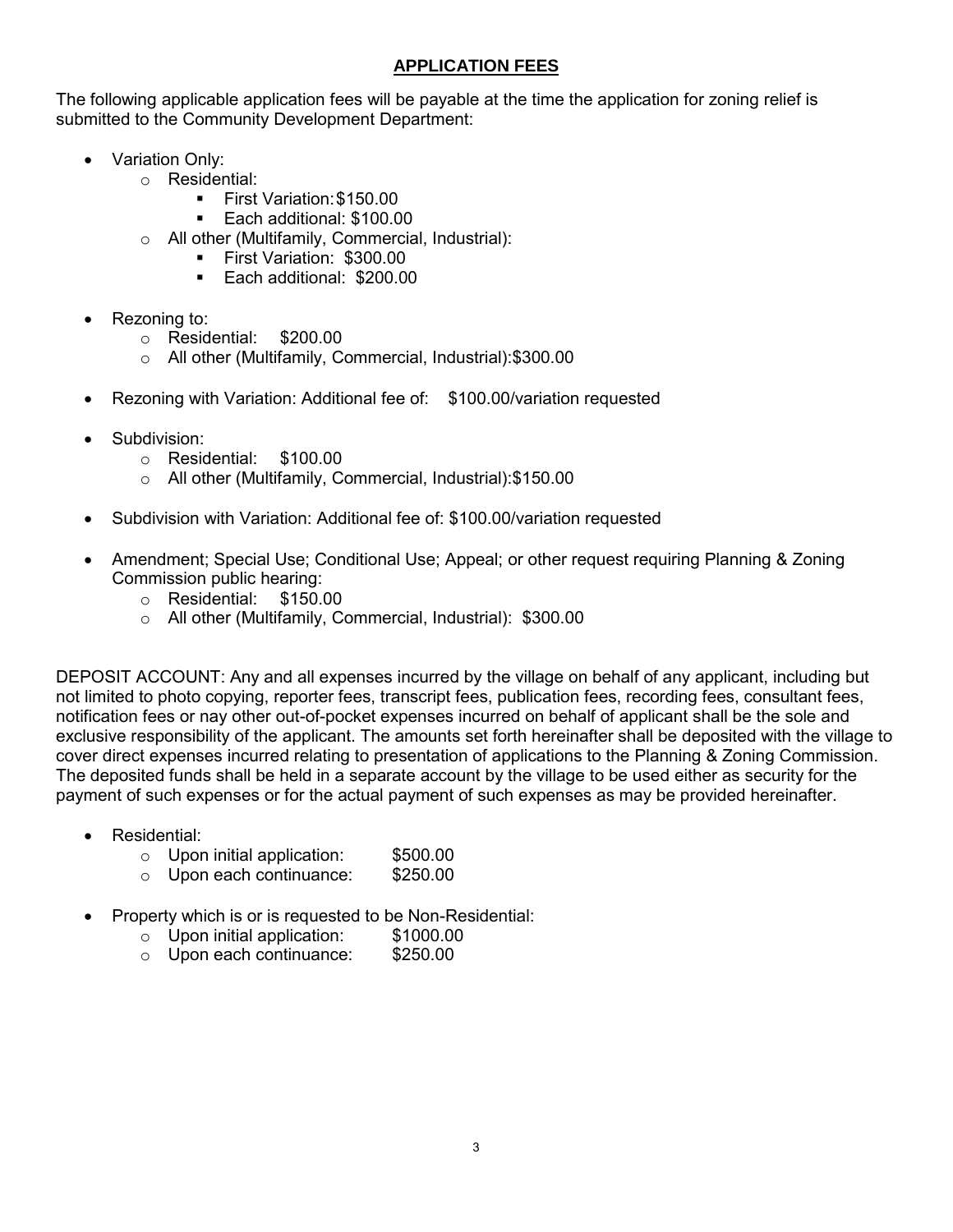## APPLICATION FEES

The following applicable application fees will be payable at the time the application for zoning relief is submitted to the Community Development Department:

- Variation Only:
  - Residential:
    - First Variation: $150.00
    - Each additional: $100.00
  - All other (Multifamily, Commercial, Industrial):
    - First Variation: $300.00
    - Each additional: $200.00
- Rezoning to:
  - Residential: $200.00
  - All other (Multifamily, Commercial, Industrial): $300.00
- Rezoning with Variation: Additional fee of: $100.00/variation requested
- Subdivision:
  - Residential: $100.00
  - All other (Multifamily, Commercial, Industrial): $150.00
- Subdivision with Variation: Additional fee of: $100.00/variation requested
- Amendment; Special Use; Conditional Use; Appeal; or other request requiring Planning & Zoning Commission public hearing:
  - Residential: $150.00
  - All other (Multifamily, Commercial, Industrial): $300.00

DEPOSIT ACCOUNT: Any and all expenses incurred by the village on behalf of any applicant, including but not limited to photo copying, reporter fees, transcript fees, publication fees, recording fees, consultant fees, notification fees or nay other out-of-pocket expenses incurred on behalf of applicant shall be the sole and exclusive responsibility of the applicant. The amounts set forth hereinafter shall be deposited with the village to cover direct expenses incurred relating to presentation of applications to the Planning & Zoning Commission. The deposited funds shall be held in a separate account by the village to be used either as security for the payment of such expenses or for the actual payment of such expenses as may be provided hereinafter.

- Residential:
  - Upon initial application: $500.00
  - Upon each continuance: $250.00
- Property which is or is requested to be Non-Residential:
  - Upon initial application: $1000.00
  - Upon each continuance: $250.00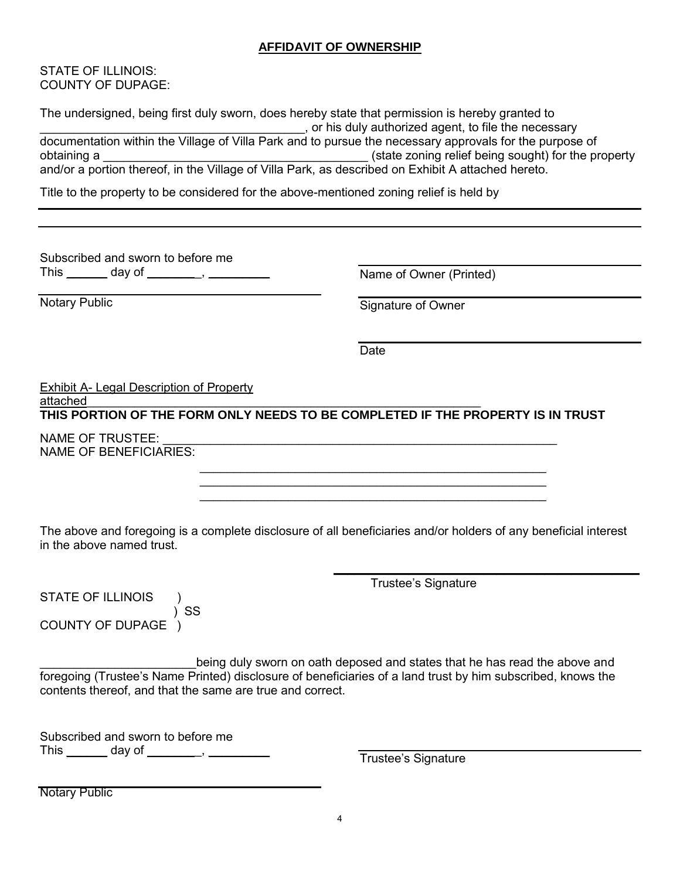## AFFIDAVIT OF OWNERSHIP

STATE OF ILLINOIS:
COUNTY OF DUPAGE:

The undersigned, being first duly sworn, does hereby state that permission is hereby granted to _______________________________________, or his duly authorized agent, to file the necessary documentation within the Village of Villa Park and to pursue the necessary approvals for the purpose of obtaining a _______________________________________ (state zoning relief being sought) for the property and/or a portion thereof, in the Village of Villa Park, as described on Exhibit A attached hereto.

Title to the property to be considered for the above-mentioned zoning relief is held by

_______________________________________________________________________________

_______________________________________________________________________________

Subscribed and sworn to before me
This ______ day of ________, _________

_______________________________________
Notary Public

_______________________________________
Name of Owner (Printed)

_______________________________________
Signature of Owner

_______________________________________
Date

Exhibit A- Legal Description of Property attached_______________________________________________________________

**THIS PORTION OF THE FORM ONLY NEEDS TO BE COMPLETED IF THE PROPERTY IS IN TRUST**

NAME OF TRUSTEE: ___________________________________________________________

NAME OF BENEFICIARIES:

_____________________________________________________

_____________________________________________________

_____________________________________________________

The above and foregoing is a complete disclosure of all beneficiaries and/or holders of any beneficial interest in the above named trust.

_______________________________________
Trustee's Signature

STATE OF ILLINOIS )
) SS
COUNTY OF DUPAGE )

_______________________being duly sworn on oath deposed and states that he has read the above and foregoing (Trustee's Name Printed) disclosure of beneficiaries of a land trust by him subscribed, knows the contents thereof, and that the same are true and correct.

Subscribed and sworn to before me
This ______ day of ________, _________

_______________________________________
Trustee's Signature

_______________________________________
Notary Public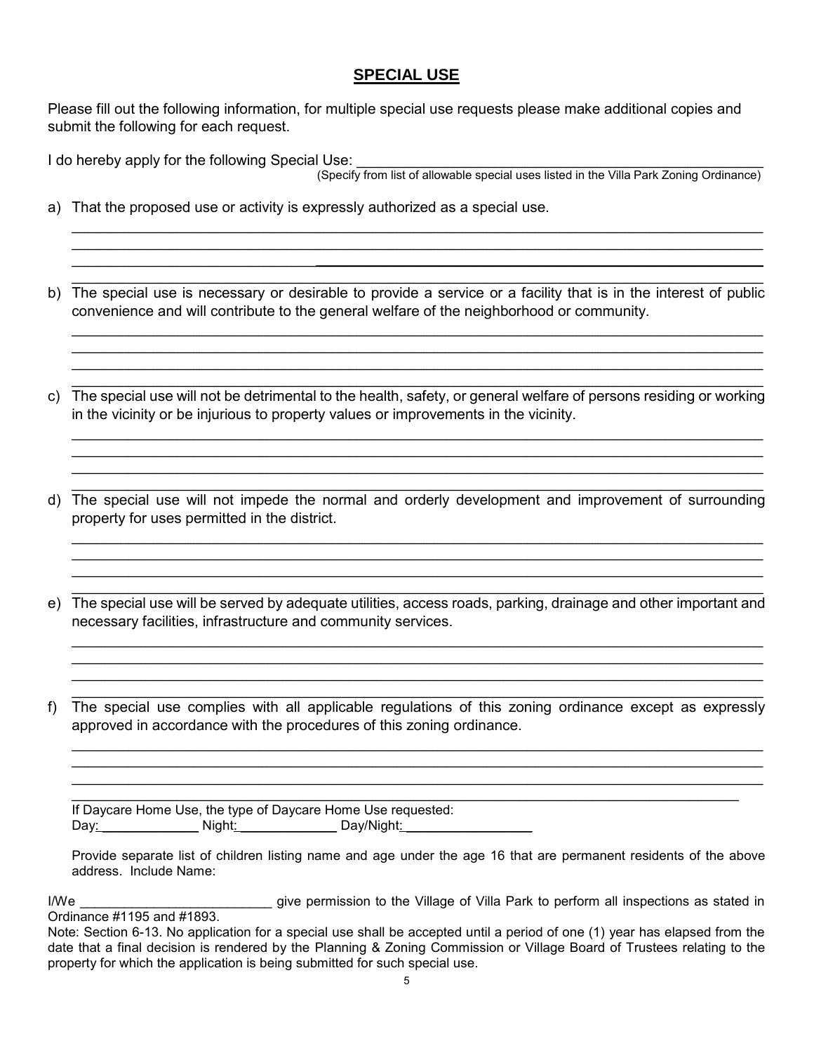## SPECIAL USE

Please fill out the following information, for multiple special use requests please make additional copies and submit the following for each request.

I do hereby apply for the following Special Use: ______________________________________________
(Specify from list of allowable special uses listed in the Villa Park Zoning Ordinance)

a) That the proposed use or activity is expressly authorized as a special use.

______________________________________________________________________________
______________________________________________________________________________
______________________________________________________________________________
______________________________________________________________________________

b) The special use is necessary or desirable to provide a service or a facility that is in the interest of public convenience and will contribute to the general welfare of the neighborhood or community.

______________________________________________________________________________
______________________________________________________________________________
______________________________________________________________________________
______________________________________________________________________________

c) The special use will not be detrimental to the health, safety, or general welfare of persons residing or working in the vicinity or be injurious to property values or improvements in the vicinity.

______________________________________________________________________________
______________________________________________________________________________
______________________________________________________________________________
______________________________________________________________________________

d) The special use will not impede the normal and orderly development and improvement of surrounding property for uses permitted in the district.

______________________________________________________________________________
______________________________________________________________________________
______________________________________________________________________________
______________________________________________________________________________

e) The special use will be served by adequate utilities, access roads, parking, drainage and other important and necessary facilities, infrastructure and community services.

______________________________________________________________________________
______________________________________________________________________________
______________________________________________________________________________
______________________________________________________________________________

f) The special use complies with all applicable regulations of this zoning ordinance except as expressly approved in accordance with the procedures of this zoning ordinance.

______________________________________________________________________________
______________________________________________________________________________
______________________________________________________________________________
______________________________________________________________________________

If Daycare Home Use, the type of Daycare Home Use requested:
Day: ____________ Night: ____________ Day/Night: ______________

Provide separate list of children listing name and age under the age 16 that are permanent residents of the above address. Include Name:

I/We _________________________ give permission to the Village of Villa Park to perform all inspections as stated in Ordinance #1195 and #1893.

Note: Section 6-13. No application for a special use shall be accepted until a period of one (1) year has elapsed from the date that a final decision is rendered by the Planning & Zoning Commission or Village Board of Trustees relating to the property for which the application is being submitted for such special use.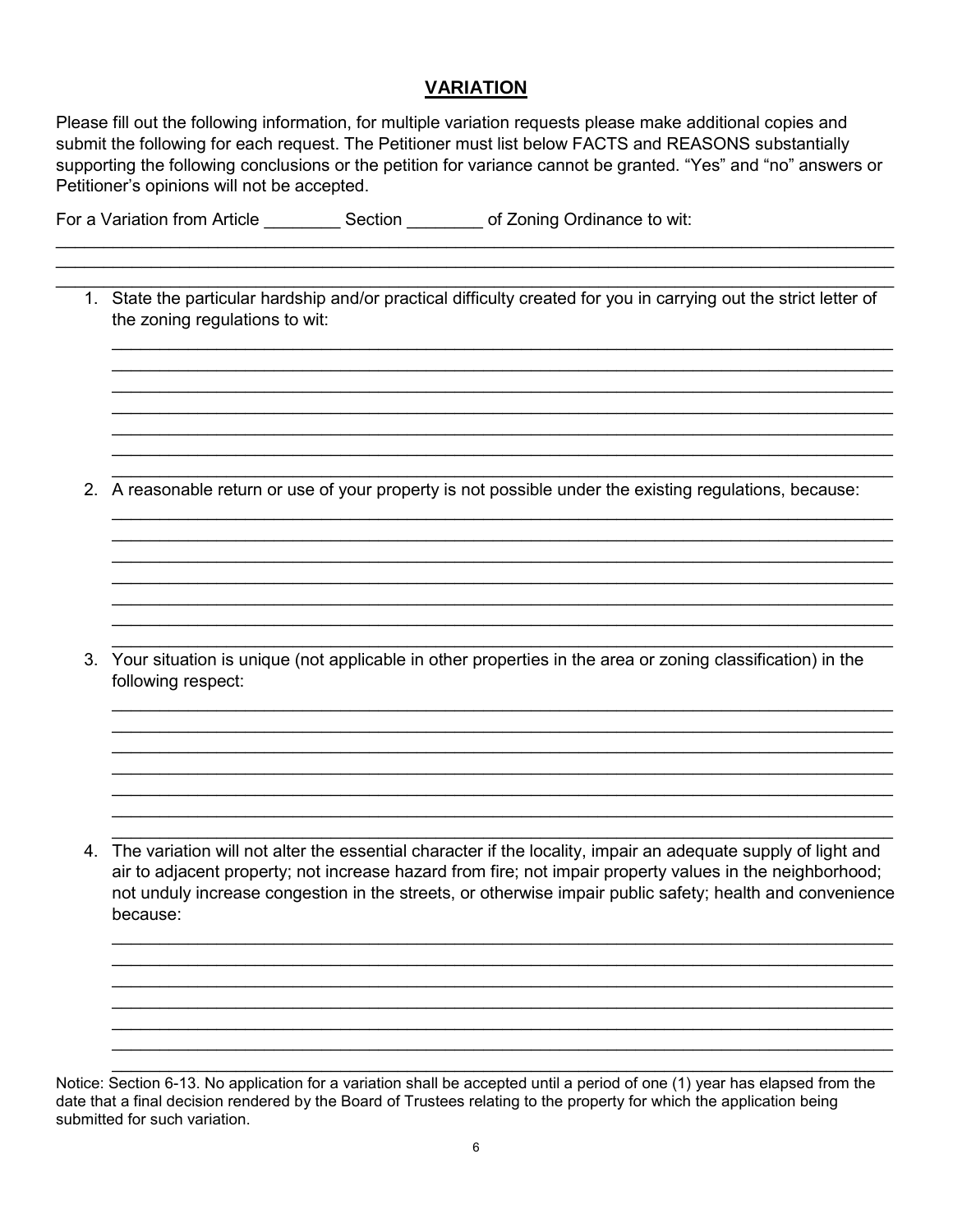## VARIATION

Please fill out the following information, for multiple variation requests please make additional copies and submit the following for each request. The Petitioner must list below FACTS and REASONS substantially supporting the following conclusions or the petition for variance cannot be granted. "Yes" and "no" answers or Petitioner's opinions will not be accepted.

For a Variation from Article ________ Section ________ of Zoning Ordinance to wit:

______________________________________________________________________________________
______________________________________________________________________________________
______________________________________________________________________________________

1. State the particular hardship and/or practical difficulty created for you in carrying out the strict letter of the zoning regulations to wit:

   ________________________________________________________________________________
   ________________________________________________________________________________
   ________________________________________________________________________________
   ________________________________________________________________________________
   ________________________________________________________________________________
   ________________________________________________________________________________
   ________________________________________________________________________________

2. A reasonable return or use of your property is not possible under the existing regulations, because:

   ________________________________________________________________________________
   ________________________________________________________________________________
   ________________________________________________________________________________
   ________________________________________________________________________________
   ________________________________________________________________________________
   ________________________________________________________________________________
   ________________________________________________________________________________

3. Your situation is unique (not applicable in other properties in the area or zoning classification) in the following respect:

   ________________________________________________________________________________
   ________________________________________________________________________________
   ________________________________________________________________________________
   ________________________________________________________________________________
   ________________________________________________________________________________
   ________________________________________________________________________________
   ________________________________________________________________________________

4. The variation will not alter the essential character if the locality, impair an adequate supply of light and air to adjacent property; not increase hazard from fire; not impair property values in the neighborhood; not unduly increase congestion in the streets, or otherwise impair public safety; health and convenience because:

   ________________________________________________________________________________
   ________________________________________________________________________________
   ________________________________________________________________________________
   ________________________________________________________________________________
   ________________________________________________________________________________
   ________________________________________________________________________________
   ________________________________________________________________________________

Notice: Section 6-13. No application for a variation shall be accepted until a period of one (1) year has elapsed from the date that a final decision rendered by the Board of Trustees relating to the property for which the application being submitted for such variation.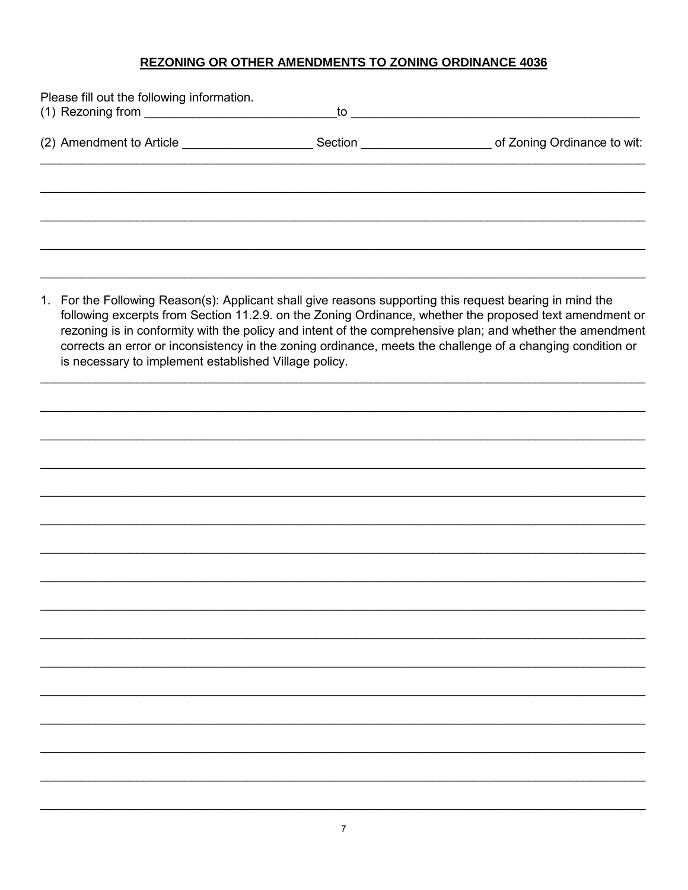## REZONING OR OTHER AMENDMENTS TO ZONING ORDINANCE 4036

Please fill out the following information.

(1) Rezoning from ____________________________to __________________________________________

(2) Amendment to Article ___________________ Section ___________________ of Zoning Ordinance to wit:

_____________________________________________________________________________________

_____________________________________________________________________________________

_____________________________________________________________________________________

_____________________________________________________________________________________

_____________________________________________________________________________________

1. For the Following Reason(s): Applicant shall give reasons supporting this request bearing in mind the following excerpts from Section 11.2.9. on the Zoning Ordinance, whether the proposed text amendment or rezoning is in conformity with the policy and intent of the comprehensive plan; and whether the amendment corrects an error or inconsistency in the zoning ordinance, meets the challenge of a changing condition or is necessary to implement established Village policy.

_____________________________________________________________________________________

_____________________________________________________________________________________

_____________________________________________________________________________________

_____________________________________________________________________________________

_____________________________________________________________________________________

_____________________________________________________________________________________

_____________________________________________________________________________________

_____________________________________________________________________________________

_____________________________________________________________________________________

_____________________________________________________________________________________

_____________________________________________________________________________________

_____________________________________________________________________________________

_____________________________________________________________________________________

_____________________________________________________________________________________

_____________________________________________________________________________________

_____________________________________________________________________________________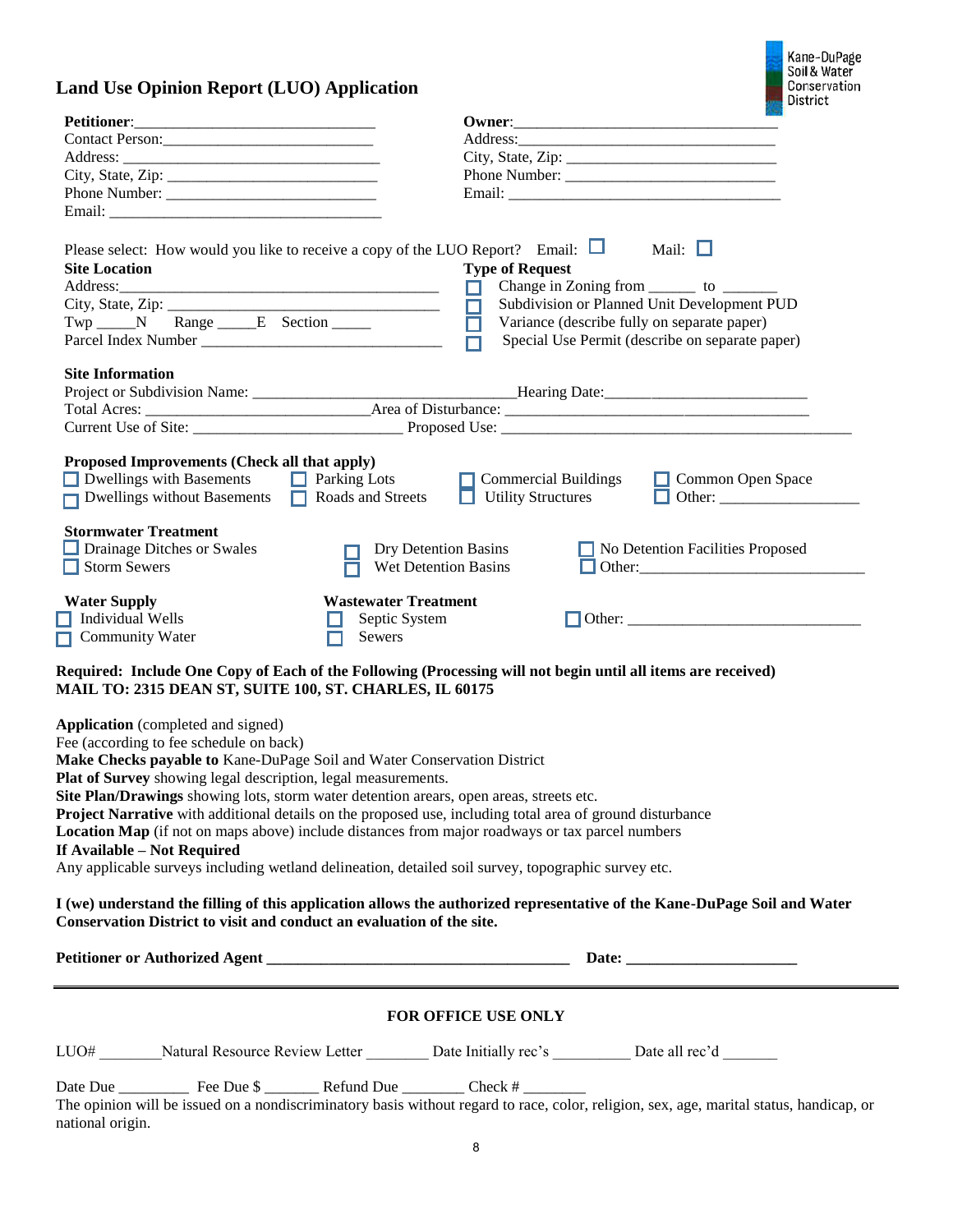# Land Use Opinion Report (LUO) Application

Kane-DuPage Soil & Water Conservation District

**Petitioner**:______________________________
Contact Person:___________________________
Address: ________________________________
City, State, Zip: __________________________
Phone Number: ___________________________
Email: __________________________________

**Owner**:_________________________________
Address:_________________________________
City, State, Zip: __________________________
Phone Number: ___________________________
Email: __________________________________

Please select: How would you like to receive a copy of the LUO Report? Email: ☐ Mail: ☐

**Site Location**
Address:_________________________________________
City, State, Zip: __________________________________
Twp _____N Range _____E Section _____
Parcel Index Number ______________________________

**Type of Request**
☐ Change in Zoning from ______ to _______
☐ Subdivision or Planned Unit Development PUD
☐ Variance (describe fully on separate paper)
☐ Special Use Permit (describe on separate paper)

**Site Information**
Project or Subdivision Name: _________________________________Hearing Date:________________________
Total Acres: ____________________________Area of Disturbance: _______________________________________
Current Use of Site: __________________________ Proposed Use: ______________________________________________

**Proposed Improvements (Check all that apply)**
☐ Dwellings with Basements ☐ Parking Lots ☐ Commercial Buildings ☐ Common Open Space
☐ Dwellings without Basements ☐ Roads and Streets ☐ Utility Structures ☐ Other: __________________

**Stormwater Treatment**
☐ Drainage Ditches or Swales ☐ Dry Detention Basins ☐ No Detention Facilities Proposed
☐ Storm Sewers ☐ Wet Detention Basins ☐ Other:____________________________

**Water Supply**
☐ Individual Wells
☐ Community Water

**Wastewater Treatment**
☐ Septic System
☐ Sewers
☐ Other: ______________________________

**Required: Include One Copy of Each of the Following (Processing will not begin until all items are received)**
**MAIL TO: 2315 DEAN ST, SUITE 100, ST. CHARLES, IL 60175**

**Application** (completed and signed)
Fee (according to fee schedule on back)
**Make Checks payable to** Kane-DuPage Soil and Water Conservation District
**Plat of Survey** showing legal description, legal measurements.
**Site Plan/Drawings** showing lots, storm water detention arears, open areas, streets etc.
**Project Narrative** with additional details on the proposed use, including total area of ground disturbance
**Location Map** (if not on maps above) include distances from major roadways or tax parcel numbers
**If Available – Not Required**
Any applicable surveys including wetland delineation, detailed soil survey, topographic survey etc.

**I (we) understand the filling of this application allows the authorized representative of the Kane-DuPage Soil and Water Conservation District to visit and conduct an evaluation of the site.**

**Petitioner or Authorized Agent** _______________________________________ **Date:** _____________________

---

**FOR OFFICE USE ONLY**

LUO# ________Natural Resource Review Letter ________ Date Initially rec's __________ Date all rec'd _______

Date Due _________ Fee Due $ _______ Refund Due ________ Check # ________

The opinion will be issued on a nondiscriminatory basis without regard to race, color, religion, sex, age, marital status, handicap, or national origin.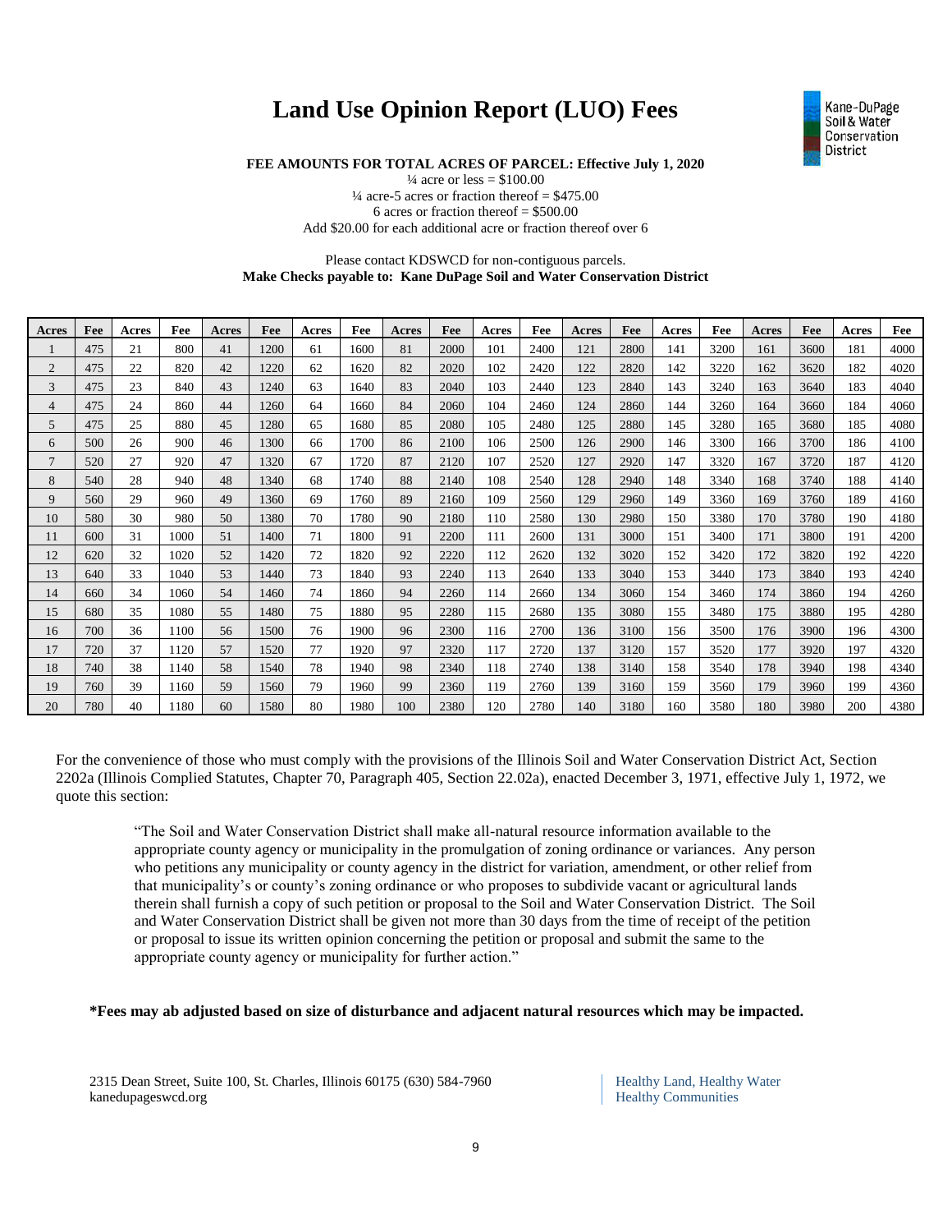# Land Use Opinion Report (LUO) Fees

Kane-DuPage Soil & Water Conservation District

**FEE AMOUNTS FOR TOTAL ACRES OF PARCEL: Effective July 1, 2020**

¼ acre or less = $100.00
¼ acre-5 acres or fraction thereof = $475.00
6 acres or fraction thereof = $500.00
Add $20.00 for each additional acre or fraction thereof over 6

Please contact KDSWCD for non-contiguous parcels.
**Make Checks payable to: Kane DuPage Soil and Water Conservation District**

| Acres | Fee | Acres | Fee | Acres | Fee | Acres | Fee | Acres | Fee | Acres | Fee | Acres | Fee | Acres | Fee | Acres | Fee | Acres | Fee |
|---|---|---|---|---|---|---|---|---|---|---|---|---|---|---|---|---|---|---|---|
| 1 | 475 | 21 | 800 | 41 | 1200 | 61 | 1600 | 81 | 2000 | 101 | 2400 | 121 | 2800 | 141 | 3200 | 161 | 3600 | 181 | 4000 |
| 2 | 475 | 22 | 820 | 42 | 1220 | 62 | 1620 | 82 | 2020 | 102 | 2420 | 122 | 2820 | 142 | 3220 | 162 | 3620 | 182 | 4020 |
| 3 | 475 | 23 | 840 | 43 | 1240 | 63 | 1640 | 83 | 2040 | 103 | 2440 | 123 | 2840 | 143 | 3240 | 163 | 3640 | 183 | 4040 |
| 4 | 475 | 24 | 860 | 44 | 1260 | 64 | 1660 | 84 | 2060 | 104 | 2460 | 124 | 2860 | 144 | 3260 | 164 | 3660 | 184 | 4060 |
| 5 | 475 | 25 | 880 | 45 | 1280 | 65 | 1680 | 85 | 2080 | 105 | 2480 | 125 | 2880 | 145 | 3280 | 165 | 3680 | 185 | 4080 |
| 6 | 500 | 26 | 900 | 46 | 1300 | 66 | 1700 | 86 | 2100 | 106 | 2500 | 126 | 2900 | 146 | 3300 | 166 | 3700 | 186 | 4100 |
| 7 | 520 | 27 | 920 | 47 | 1320 | 67 | 1720 | 87 | 2120 | 107 | 2520 | 127 | 2920 | 147 | 3320 | 167 | 3720 | 187 | 4120 |
| 8 | 540 | 28 | 940 | 48 | 1340 | 68 | 1740 | 88 | 2140 | 108 | 2540 | 128 | 2940 | 148 | 3340 | 168 | 3740 | 188 | 4140 |
| 9 | 560 | 29 | 960 | 49 | 1360 | 69 | 1760 | 89 | 2160 | 109 | 2560 | 129 | 2960 | 149 | 3360 | 169 | 3760 | 189 | 4160 |
| 10 | 580 | 30 | 980 | 50 | 1380 | 70 | 1780 | 90 | 2180 | 110 | 2580 | 130 | 2980 | 150 | 3380 | 170 | 3780 | 190 | 4180 |
| 11 | 600 | 31 | 1000 | 51 | 1400 | 71 | 1800 | 91 | 2200 | 111 | 2600 | 131 | 3000 | 151 | 3400 | 171 | 3800 | 191 | 4200 |
| 12 | 620 | 32 | 1020 | 52 | 1420 | 72 | 1820 | 92 | 2220 | 112 | 2620 | 132 | 3020 | 152 | 3420 | 172 | 3820 | 192 | 4220 |
| 13 | 640 | 33 | 1040 | 53 | 1440 | 73 | 1840 | 93 | 2240 | 113 | 2640 | 133 | 3040 | 153 | 3440 | 173 | 3840 | 193 | 4240 |
| 14 | 660 | 34 | 1060 | 54 | 1460 | 74 | 1860 | 94 | 2260 | 114 | 2660 | 134 | 3060 | 154 | 3460 | 174 | 3860 | 194 | 4260 |
| 15 | 680 | 35 | 1080 | 55 | 1480 | 75 | 1880 | 95 | 2280 | 115 | 2680 | 135 | 3080 | 155 | 3480 | 175 | 3880 | 195 | 4280 |
| 16 | 700 | 36 | 1100 | 56 | 1500 | 76 | 1900 | 96 | 2300 | 116 | 2700 | 136 | 3100 | 156 | 3500 | 176 | 3900 | 196 | 4300 |
| 17 | 720 | 37 | 1120 | 57 | 1520 | 77 | 1920 | 97 | 2320 | 117 | 2720 | 137 | 3120 | 157 | 3520 | 177 | 3920 | 197 | 4320 |
| 18 | 740 | 38 | 1140 | 58 | 1540 | 78 | 1940 | 98 | 2340 | 118 | 2740 | 138 | 3140 | 158 | 3540 | 178 | 3940 | 198 | 4340 |
| 19 | 760 | 39 | 1160 | 59 | 1560 | 79 | 1960 | 99 | 2360 | 119 | 2760 | 139 | 3160 | 159 | 3560 | 179 | 3960 | 199 | 4360 |
| 20 | 780 | 40 | 1180 | 60 | 1580 | 80 | 1980 | 100 | 2380 | 120 | 2780 | 140 | 3180 | 160 | 3580 | 180 | 3980 | 200 | 4380 |

For the convenience of those who must comply with the provisions of the Illinois Soil and Water Conservation District Act, Section 2202a (Illinois Complied Statutes, Chapter 70, Paragraph 405, Section 22.02a), enacted December 3, 1971, effective July 1, 1972, we quote this section:

> "The Soil and Water Conservation District shall make all-natural resource information available to the appropriate county agency or municipality in the promulgation of zoning ordinance or variances. Any person who petitions any municipality or county agency in the district for variation, amendment, or other relief from that municipality's or county's zoning ordinance or who proposes to subdivide vacant or agricultural lands therein shall furnish a copy of such petition or proposal to the Soil and Water Conservation District. The Soil and Water Conservation District shall be given not more than 30 days from the time of receipt of the petition or proposal to issue its written opinion concerning the petition or proposal and submit the same to the appropriate county agency or municipality for further action."

**\*Fees may ab adjusted based on size of disturbance and adjacent natural resources which may be impacted.**

2315 Dean Street, Suite 100, St. Charles, Illinois 60175 (630) 584-7960
kanedupageswcd.org

Healthy Land, Healthy Water
Healthy Communities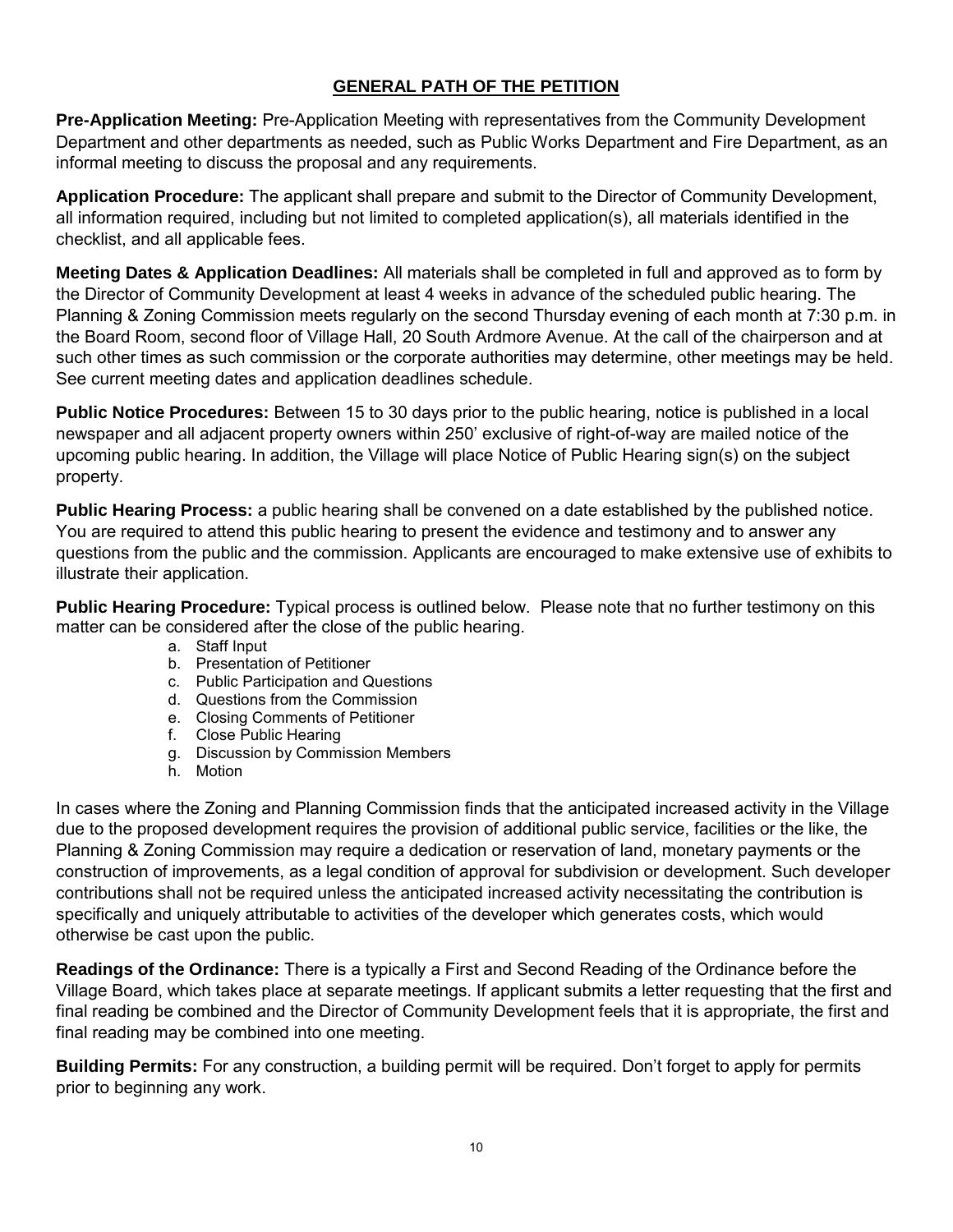## GENERAL PATH OF THE PETITION

**Pre-Application Meeting:** Pre-Application Meeting with representatives from the Community Development Department and other departments as needed, such as Public Works Department and Fire Department, as an informal meeting to discuss the proposal and any requirements.

**Application Procedure:** The applicant shall prepare and submit to the Director of Community Development, all information required, including but not limited to completed application(s), all materials identified in the checklist, and all applicable fees.

**Meeting Dates & Application Deadlines:** All materials shall be completed in full and approved as to form by the Director of Community Development at least 4 weeks in advance of the scheduled public hearing. The Planning & Zoning Commission meets regularly on the second Thursday evening of each month at 7:30 p.m. in the Board Room, second floor of Village Hall, 20 South Ardmore Avenue. At the call of the chairperson and at such other times as such commission or the corporate authorities may determine, other meetings may be held. See current meeting dates and application deadlines schedule.

**Public Notice Procedures:** Between 15 to 30 days prior to the public hearing, notice is published in a local newspaper and all adjacent property owners within 250' exclusive of right-of-way are mailed notice of the upcoming public hearing. In addition, the Village will place Notice of Public Hearing sign(s) on the subject property.

**Public Hearing Process:** a public hearing shall be convened on a date established by the published notice. You are required to attend this public hearing to present the evidence and testimony and to answer any questions from the public and the commission. Applicants are encouraged to make extensive use of exhibits to illustrate their application.

**Public Hearing Procedure:** Typical process is outlined below. Please note that no further testimony on this matter can be considered after the close of the public hearing.

a. Staff Input
b. Presentation of Petitioner
c. Public Participation and Questions
d. Questions from the Commission
e. Closing Comments of Petitioner
f. Close Public Hearing
g. Discussion by Commission Members
h. Motion

In cases where the Zoning and Planning Commission finds that the anticipated increased activity in the Village due to the proposed development requires the provision of additional public service, facilities or the like, the Planning & Zoning Commission may require a dedication or reservation of land, monetary payments or the construction of improvements, as a legal condition of approval for subdivision or development. Such developer contributions shall not be required unless the anticipated increased activity necessitating the contribution is specifically and uniquely attributable to activities of the developer which generates costs, which would otherwise be cast upon the public.

**Readings of the Ordinance:** There is a typically a First and Second Reading of the Ordinance before the Village Board, which takes place at separate meetings. If applicant submits a letter requesting that the first and final reading be combined and the Director of Community Development feels that it is appropriate, the first and final reading may be combined into one meeting.

**Building Permits:** For any construction, a building permit will be required. Don't forget to apply for permits prior to beginning any work.